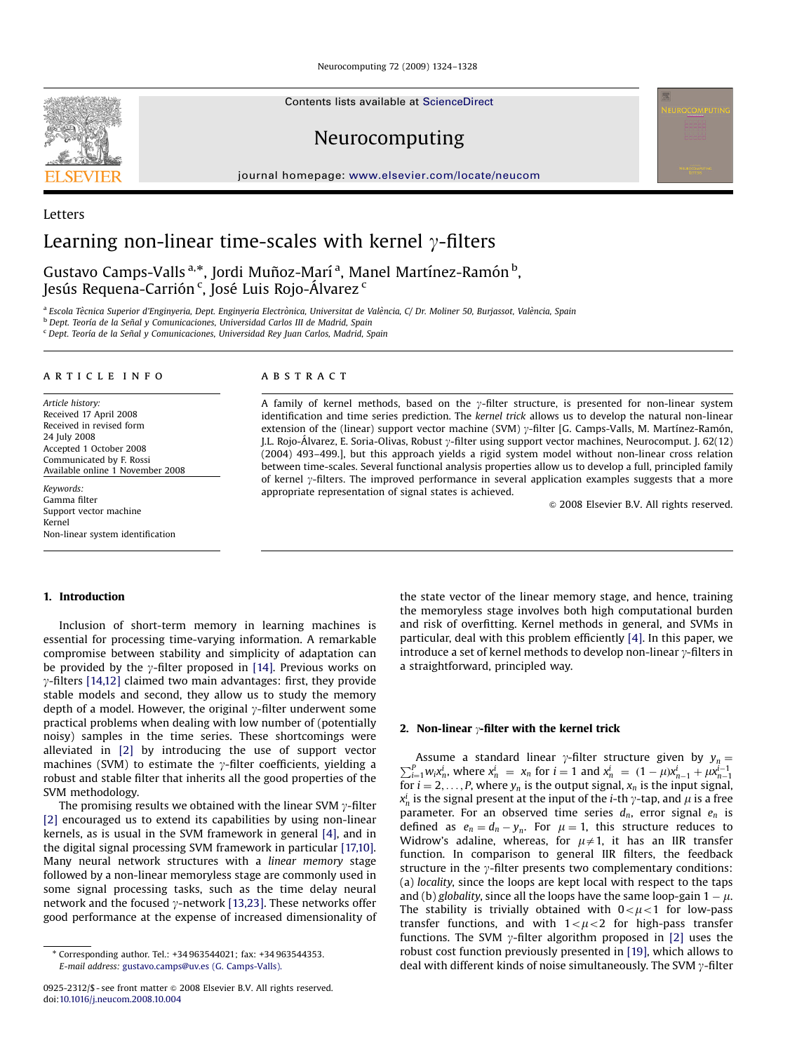Contents lists available at ScienceDirect

# Neurocomputing

journal homepage: www.elsevier.com/locate/neucom

Letters

# Learning non-linear time-scales with kernel $\gamma$-filters

Gustavo Camps-Valls [a,*], Jordi Muñoz-Marí [a], Manel Martínez-Ramón [b], Jesús Requena-Carrión [c], José Luis Rojo-Álvarez [c]

[a] Escola Tècnica Superior d'Enginyeria, Dept. Enginyeria Electrònica, Universitat de València, C/ Dr. Moliner 50, Burjassot, València, Spain

[b] Dept. Teoría de la Señal y Comunicaciones, Universidad Carlos III de Madrid, Spain

[c] Dept. Teoría de la Señal y Comunicaciones, Universidad Rey Juan Carlos, Madrid, Spain

## ARTICLE INFO

*Article history:*
Received 17 April 2008
Received in revised form
24 July 2008
Accepted 1 October 2008
Communicated by F. Rossi
Available online 1 November 2008

*Keywords:*
Gamma filter
Support vector machine
Kernel
Non-linear system identification

## ABSTRACT

A family of kernel methods, based on the $\gamma$-filter structure, is presented for non-linear system identification and time series prediction. The *kernel trick* allows us to develop the natural non-linear extension of the (linear) support vector machine (SVM) $\gamma$-filter [G. Camps-Valls, M. Martínez-Ramón, J.L. Rojo-Álvarez, E. Soria-Olivas, Robust $\gamma$-filter using support vector machines, Neurocomput. J. 62(12) (2004) 493–499.], but this approach yields a rigid system model without non-linear cross relation between time-scales. Several functional analysis properties allow us to develop a full, principled family of kernel $\gamma$-filters. The improved performance in several application examples suggests that a more appropriate representation of signal states is achieved.

© 2008 Elsevier B.V. All rights reserved.

## 1. Introduction

Inclusion of short-term memory in learning machines is essential for processing time-varying information. A remarkable compromise between stability and simplicity of adaptation can be provided by the $\gamma$-filter proposed in [14]. Previous works on $\gamma$-filters [14,12] claimed two main advantages: first, they provide stable models and second, they allow us to study the memory depth of a model. However, the original $\gamma$-filter underwent some practical problems when dealing with low number of (potentially noisy) samples in the time series. These shortcomings were alleviated in [2] by introducing the use of support vector machines (SVM) to estimate the $\gamma$-filter coefficients, yielding a robust and stable filter that inherits all the good properties of the SVM methodology.

The promising results we obtained with the linear SVM $\gamma$-filter [2] encouraged us to extend its capabilities by using non-linear kernels, as is usual in the SVM framework in general [4], and in the digital signal processing SVM framework in particular [17,10]. Many neural network structures with a *linear memory* stage followed by a non-linear memoryless stage are commonly used in some signal processing tasks, such as the time delay neural network and the focused $\gamma$-network [13,23]. These networks offer good performance at the expense of increased dimensionality of the state vector of the linear memory stage, and hence, training the memoryless stage involves both high computational burden and risk of overfitting. Kernel methods in general, and SVMs in particular, deal with this problem efficiently [4]. In this paper, we introduce a set of kernel methods to develop non-linear $\gamma$-filters in a straightforward, principled way.

## 2. Non-linear $\gamma$-filter with the kernel trick

Assume a standard linear $\gamma$-filter structure given by $y_n = \sum_{i=1}^{P} w_i x_n^i$, where $x_n^i = x_n$ for $i = 1$ and $x_n^i = (1-\mu)x_{n-1}^i + \mu x_{n-1}^{i-1}$ for $i = 2, \ldots, P$, where $y_n$ is the output signal, $x_n$ is the input signal, $x_n^i$ is the signal present at the input of the $i$-th $\gamma$-tap, and $\mu$ is a free parameter. For an observed time series $d_n$, error signal $e_n$ is defined as $e_n = d_n - y_n$. For $\mu = 1$, this structure reduces to Widrow's adaline, whereas, for $\mu \neq 1$, it has an IIR transfer function. In comparison to general IIR filters, the feedback structure in the $\gamma$-filter presents two complementary conditions: (a) *locality*, since the loops are kept local with respect to the taps and (b) *globality*, since all the loops have the same loop-gain $1-\mu$. The stability is trivially obtained with $0 < \mu < 1$ for low-pass transfer functions, and with $1 < \mu < 2$ for high-pass transfer functions. The SVM $\gamma$-filter algorithm proposed in [2] uses the robust cost function previously presented in [19], which allows to deal with different kinds of noise simultaneously. The SVM $\gamma$-filter

---

* Corresponding author. Tel.: +34 963544021; fax: +34 963544353.
E-mail address: gustavo.camps@uv.es (G. Camps-Valls).

0925-2312/$ - see front matter © 2008 Elsevier B.V. All rights reserved.
doi:10.1016/j.neucom.2008.10.004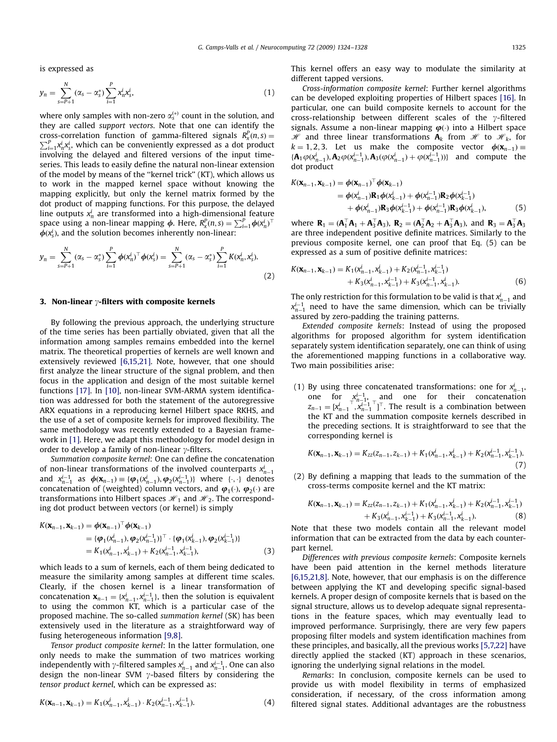is expressed as

$$y_n = \sum_{s=P+1}^{N} (\alpha_s - \alpha_s^*) \sum_{i=1}^{P} x_n^i x_s^i, \tag{1}$$

where only samples with non-zero $\alpha_s^{(*)}$ count in the solution, and they are called *support vectors*. Note that one can identify the cross-correlation function of gamma-filtered signals $R_x^P(n,s) = \sum_{i=1}^{P} x_n^i x_s^i$, which can be conveniently expressed as a dot product involving the delayed and filtered versions of the input time-series. This leads to easily define the natural non-linear extension of the model by means of the "kernel trick" (KT), which allows us to work in the mapped kernel space without knowing the mapping explicitly, but only the kernel matrix formed by the dot product of mapping functions. For this purpose, the delayed line outputs $x_n^i$ are transformed into a high-dimensional feature space using a non-linear mapping $\boldsymbol{\phi}$. Here, $R_x^P(n,s) = \sum_{i=1}^{P} \boldsymbol{\phi}(x_n^i)^\top \boldsymbol{\phi}(x_s^i)$, and the solution becomes inherently non-linear:

$$y_n = \sum_{s=P+1}^{N} (\alpha_s - \alpha_s^*) \sum_{i=1}^{P} \boldsymbol{\phi}(x_n^i)^\top \boldsymbol{\phi}(x_s^i) = \sum_{s=P+1}^{N} (\alpha_s - \alpha_s^*) \sum_{i=1}^{P} K(x_n^i, x_s^i). \tag{2}$$

## 3. Non-linear $\gamma$-filters with composite kernels

By following the previous approach, the underlying structure of the time series has been partially obviated, given that all the information among samples remains embedded into the kernel matrix. The theoretical properties of kernels are well known and extensively reviewed [6,15,21]. Note, however, that one should first analyze the linear structure of the signal problem, and then focus in the application and design of the most suitable kernel functions [17]. In [10], non-linear SVM-ARMA system identification was addressed for both the statement of the autoregressive ARX equations in a reproducing kernel Hilbert space RKHS, and the use of a set of composite kernels for improved flexibility. The same methodology was recently extended to a Bayesian framework in [1]. Here, we adapt this methodology for model design in order to develop a family of non-linear $\gamma$-filters.

*Summation composite kernel*: One can define the concatenation of non-linear transformations of the involved counterparts $x_{n-1}^i$ and $x_{n-1}^{i-1}$ as $\boldsymbol{\phi}(\mathbf{x}_{n-1}) \equiv \{\boldsymbol{\varphi}_1(x_{n-1}^i), \boldsymbol{\varphi}_2(x_{n-1}^{i-1})\}$ where $\{\cdot,\cdot\}$ denotes concatenation of (weighted) column vectors, and $\boldsymbol{\varphi}_1(\cdot)$, $\boldsymbol{\varphi}_2(\cdot)$ are transformations into Hilbert spaces $\mathscr{H}_1$ and $\mathscr{H}_2$. The corresponding dot product between vectors (or kernel) is simply

$$\begin{aligned} K(\mathbf{x}_{n-1}, \mathbf{x}_{k-1}) &= \boldsymbol{\phi}(\mathbf{x}_{n-1})^\top \boldsymbol{\phi}(\mathbf{x}_{k-1}) \\ &= \{\boldsymbol{\varphi}_1(x_{n-1}^i), \boldsymbol{\varphi}_2(x_{n-1}^{i-1})\}^\top \cdot \{\boldsymbol{\varphi}_1(x_{k-1}^i), \boldsymbol{\varphi}_2(x_{k-1}^{i-1})\} \\ &= K_1(x_{n-1}^i, x_{k-1}^i) + K_2(x_{n-1}^{i-1}, x_{k-1}^{i-1}), \end{aligned} \tag{3}$$

which leads to a sum of kernels, each of them being dedicated to measure the similarity among samples at different time scales. Clearly, if the chosen kernel is a linear transformation of concatenation $\mathbf{x}_{n-1} = \{x_{n-1}^i, x_{n-1}^{i-1}\}$, then the solution is equivalent to using the common KT, which is a particular case of the proposed machine. The so-called *summation kernel* (SK) has been extensively used in the literature as a straightforward way of fusing heterogeneous information [9,8].

*Tensor product composite kernel*: In the latter formulation, one only needs to make the summation of two matrices working independently with $\gamma$-filtered samples $x_{n-1}^i$ and $x_{n-1}^{i-1}$. One can also design the non-linear SVM $\gamma$-based filters by considering the *tensor product kernel*, which can be expressed as:

$$K(\mathbf{x}_{n-1}, \mathbf{x}_{k-1}) = K_1(x_{n-1}^i, x_{k-1}^i) \cdot K_2(x_{n-1}^{i-1}, x_{k-1}^{i-1}). \tag{4}$$

This kernel offers an easy way to modulate the similarity at different tapped versions.

*Cross-information composite kernel*: Further kernel algorithms can be developed exploiting properties of Hilbert spaces [16]. In particular, one can build composite kernels to account for the cross-relationship between different scales of the $\gamma$-filtered signals. Assume a non-linear mapping $\boldsymbol{\varphi}(\cdot)$ into a Hilbert space $\mathscr{H}$ and three linear transformations $\mathbf{A}_k$ from $\mathscr{H}$ to $\mathscr{H}_k$, for $k = 1,2,3$. Let us make the composite vector $\boldsymbol{\phi}(\mathbf{x}_{n-1}) \equiv \{\mathbf{A}_1\varphi(x_{n-1}^i), \mathbf{A}_2\varphi(x_{n-1}^{i-1}), \mathbf{A}_3(\varphi(x_{n-1}^i) + \varphi(x_{n-1}^{i-1}))\}$ and compute the dot product

$$\begin{aligned} K(\mathbf{x}_{n-1}, \mathbf{x}_{k-1}) &= \boldsymbol{\phi}(\mathbf{x}_{n-1})^\top \boldsymbol{\phi}(\mathbf{x}_{k-1}) \\ &= \boldsymbol{\phi}(x_{n-1}^i)\mathbf{R}_1\boldsymbol{\phi}(x_{k-1}^i) + \boldsymbol{\phi}(x_{n-1}^{i-1})\mathbf{R}_2\boldsymbol{\phi}(x_{k-1}^{i-1}) \\ &\quad + \boldsymbol{\phi}(x_{n-1}^i)\mathbf{R}_3\boldsymbol{\phi}(x_{k-1}^{i-1}) + \boldsymbol{\phi}(x_{n-1}^{i-1})\mathbf{R}_3\boldsymbol{\phi}(x_{k-1}^i), \end{aligned} \tag{5}$$

where $\mathbf{R}_1 = (\mathbf{A}_1^\top\mathbf{A}_1 + \mathbf{A}_3^\top\mathbf{A}_3)$, $\mathbf{R}_2 = (\mathbf{A}_2^\top\mathbf{A}_2 + \mathbf{A}_3^\top\mathbf{A}_3)$, and $\mathbf{R}_3 = \mathbf{A}_3^\top\mathbf{A}_3$ are three independent positive definite matrices. Similarly to the previous composite kernel, one can proof that Eq. (5) can be expressed as a sum of positive definite matrices:

$$\begin{aligned} K(\mathbf{x}_{n-1}, \mathbf{x}_{k-1}) &= K_1(x_{n-1}^i, x_{k-1}^i) + K_2(x_{n-1}^{i-1}, x_{k-1}^{i-1}) \\ &\quad + K_3(x_{n-1}^i, x_{k-1}^{i-1}) + K_3(x_{n-1}^{i-1}, x_{k-1}^i). \end{aligned} \tag{6}$$

The only restriction for this formulation to be valid is that $x_{n-1}^i$ and $x_{n-1}^{i-1}$ need to have the same dimension, which can be trivially assured by zero-padding the training patterns.

*Extended composite kernels*: Instead of using the proposed algorithms for proposed algorithm for system identification separately system identification separately, one can think of using the aforementioned mapping functions in a collaborative way. Two main possibilities arise:

(1) By using three concatenated transformations: one for $x_{n-1}^i$, one for $x_{n-1}^{i-1}$, and one for their concatenation $z_{n-1} = [x_{n-1}^{i\ \top}, x_{n-1}^{i-1\ \top}]^\top$. The result is a combination between the KT and the summation composite kernels described in the preceding sections. It is straightforward to see that the corresponding kernel is

$$K(\mathbf{x}_{n-1}, \mathbf{x}_{k-1}) = K_{zz}(z_{n-1}, z_{k-1}) + K_1(x_{n-1}^i, x_{k-1}^i) + K_2(x_{n-1}^{i-1}, x_{k-1}^{i-1}). \tag{7}$$

(2) By defining a mapping that leads to the summation of the cross-terms composite kernel and the KT matrix:

$$\begin{aligned} K(\mathbf{x}_{n-1}, \mathbf{x}_{k-1}) &= K_{zz}(z_{n-1}, z_{k-1}) + K_1(x_{n-1}^i, x_{k-1}^i) + K_2(x_{n-1}^{i-1}, x_{k-1}^{i-1}) \\ &\quad + K_3(x_{n-1}^i, x_{k-1}^{i-1}) + K_3(x_{n-1}^{i-1}, x_{k-1}^i). \end{aligned} \tag{8}$$

Note that these two models contain all the relevant model information that can be extracted from the data by each counterpart kernel.

*Differences with previous composite kernels*: Composite kernels have been paid attention in the kernel methods literature [6,15,21,8]. Note, however, that our emphasis is on the difference between applying the KT and developing specific signal-based kernels. A proper design of composite kernels that is based on the signal structure, allows us to develop adequate signal representations in the feature spaces, which may eventually lead to improved performance. Surprisingly, there are very few papers proposing filter models and system identification machines from these principles, and basically, all the previous works [5,7,22] have directly applied the stacked (KT) approach in these scenarios, ignoring the underlying signal relations in the model.

*Remarks*: In conclusion, composite kernels can be used to provide us with model flexibility in terms of emphasized consideration, if necessary, of the cross information among filtered signal states. Additional advantages are the robustness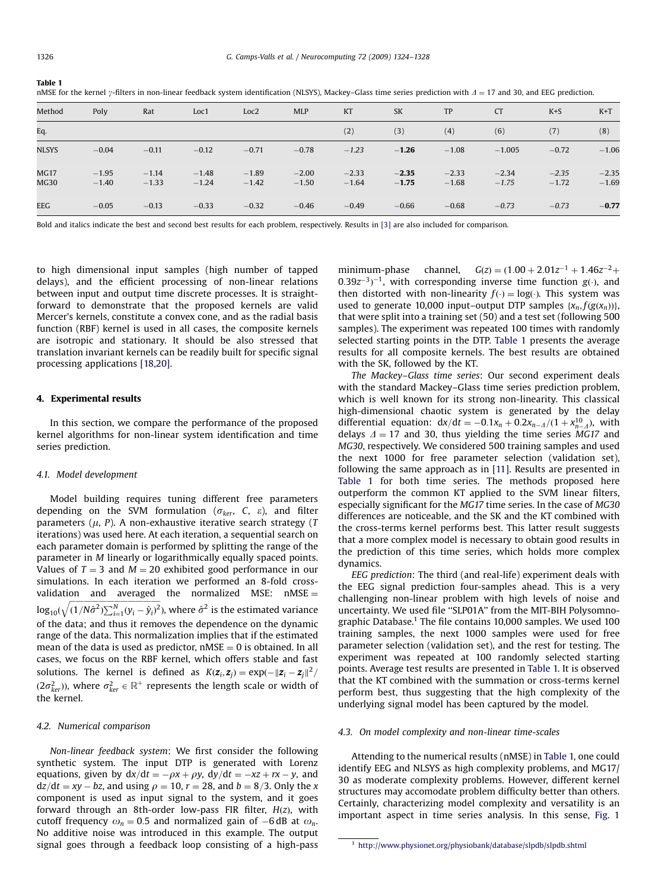**Table 1**
nMSE for the kernel γ-filters in non-linear feedback system identification (NLSYS), Mackey–Glass time series prediction with $\Delta = 17$ and 30, and EEG prediction.

| Method | Poly | Rat | Loc1 | Loc2 | MLP | KT | SK | TP | CT | K+S | K+T |
|---|---|---|---|---|---|---|---|---|---|---|---|
| Eq. | | | | | | (2) | (3) | (4) | (6) | (7) | (8) |
| NLSYS | −0.04 | −0.11 | −0.12 | −0.71 | −0.78 | *−1.23* | **−1.26** | −1.08 | −1.005 | −0.72 | −1.06 |
| MG17 | −1.95 | −1.14 | −1.48 | −1.89 | −2.00 | −2.33 | **−2.35** | −2.33 | −2.34 | *−2.35* | −2.35 |
| MG30 | −1.40 | −1.33 | −1.24 | −1.42 | −1.50 | −1.64 | **−1.75** | −1.68 | *−1.75* | −1.72 | −1.69 |
| EEG | −0.05 | −0.13 | −0.33 | −0.32 | −0.46 | −0.49 | −0.66 | −0.68 | *−0.73* | *−0.73* | **−0.77** |

Bold and italics indicate the best and second best results for each problem, respectively. Results in [3] are also included for comparison.

to high dimensional input samples (high number of tapped delays), and the efficient processing of non-linear relations between input and output time discrete processes. It is straightforward to demonstrate that the proposed kernels are valid Mercer's kernels, constitute a convex cone, and as the radial basis function (RBF) kernel is used in all cases, the composite kernels are isotropic and stationary. It should be also stressed that translation invariant kernels can be readily built for specific signal processing applications [18,20].

## 4. Experimental results

In this section, we compare the performance of the proposed kernel algorithms for non-linear system identification and time series prediction.

### 4.1. Model development

Model building requires tuning different free parameters depending on the SVM formulation ($\sigma_{ker}$, $C$, $\varepsilon$), and filter parameters ($\mu$, $P$). A non-exhaustive iterative search strategy ($T$ iterations) was used here. At each iteration, a sequential search on each parameter domain is performed by splitting the range of the parameter in $M$ linearly or logarithmically equally spaced points. Values of $T = 3$ and $M = 20$ exhibited good performance in our simulations. In each iteration we performed an 8-fold cross-validation and averaged the normalized MSE: $\text{nMSE} = \log_{10}(\sqrt{(1/N\hat{\sigma}^2)\sum_{i=1}^{N}(y_i - \hat{y}_i)^2})$, where $\hat{\sigma}^2$ is the estimated variance of the data; and thus it removes the dependence on the dynamic range of the data. This normalization implies that if the estimated mean of the data is used as predictor, $\text{nMSE} = 0$ is obtained. In all cases, we focus on the RBF kernel, which offers stable and fast solutions. The kernel is defined as $K(\mathbf{z}_i, \mathbf{z}_j) = \exp(-\|\mathbf{z}_i - \mathbf{z}_j\|^2/(2\sigma_{ker}^2))$, where $\sigma_{ker}^2 \in \mathbb{R}^+$ represents the length scale or width of the kernel.

### 4.2. Numerical comparison

*Non-linear feedback system*: We first consider the following synthetic system. The input DTP is generated with Lorenz equations, given by $dx/dt = -\rho x + \rho y$, $dy/dt = -xz + rx - y$, and $dz/dt = xy - bz$, and using $\rho = 10$, $r = 28$, and $b = 8/3$. Only the $x$ component is used as input signal to the system, and it goes forward through an 8th-order low-pass FIR filter, $H(z)$, with cutoff frequency $\omega_n = 0.5$ and normalized gain of $-6$ dB at $\omega_n$. No additive noise was introduced in this example. The output signal goes through a feedback loop consisting of a high-pass minimum-phase channel, $G(z) = (1.00 + 2.01z^{-1} + 1.46z^{-2} + 0.39z^{-3})^{-1}$, with corresponding inverse time function $g(\cdot)$, and then distorted with non-linearity $f(\cdot) = \log(\cdot)$. This system was used to generate 10,000 input–output DTP samples $\{x_n, f(g(x_n))\}$, that were split into a training set (50) and a test set (following 500 samples). The experiment was repeated 100 times with randomly selected starting points in the DTP. Table 1 presents the average results for all composite kernels. The best results are obtained with the SK, followed by the KT.

*The Mackey–Glass time series*: Our second experiment deals with the standard Mackey–Glass time series prediction problem, which is well known for its strong non-linearity. This classical high-dimensional chaotic system is generated by the delay differential equation: $dx/dt = -0.1x_n + 0.2x_{n-\Delta}/(1 + x_{n-\Delta}^{10})$, with delays $\Delta = 17$ and 30, thus yielding the time series *MG17* and *MG30*, respectively. We considered 500 training samples and used the next 1000 for free parameter selection (validation set), following the same approach as in [11]. Results are presented in Table 1 for both time series. The methods proposed here outperform the common KT applied to the SVM linear filters, especially significant for the *MG17* time series. In the case of *MG30* differences are noticeable, and the SK and the KT combined with the cross-terms kernel performs best. This latter result suggests that a more complex model is necessary to obtain good results in the prediction of this time series, which holds more complex dynamics.

*EEG prediction*: The third (and real-life) experiment deals with the EEG signal prediction four-samples ahead. This is a very challenging non-linear problem with high levels of noise and uncertainty. We used file "SLP01A" from the MIT-BIH Polysomnographic Database.[1] The file contains 10,000 samples. We used 100 training samples, the next 1000 samples were used for free parameter selection (validation set), and the rest for testing. The experiment was repeated at 100 randomly selected starting points. Average test results are presented in Table 1. It is observed that the KT combined with the summation or cross-terms kernel perform best, thus suggesting that the high complexity of the underlying signal model has been captured by the model.

### 4.3. On model complexity and non-linear time-scales

Attending to the numerical results (nMSE) in Table 1, one could identify EEG and NLSYS as high complexity problems, and MG17/30 as moderate complexity problems. However, different kernel structures may accomodate problem difficulty better than others. Certainly, characterizing model complexity and versatility is an important aspect in time series analysis. In this sense, Fig. 1

[1] http://www.physionet.org/physiobank/database/slpdb/slpdb.shtml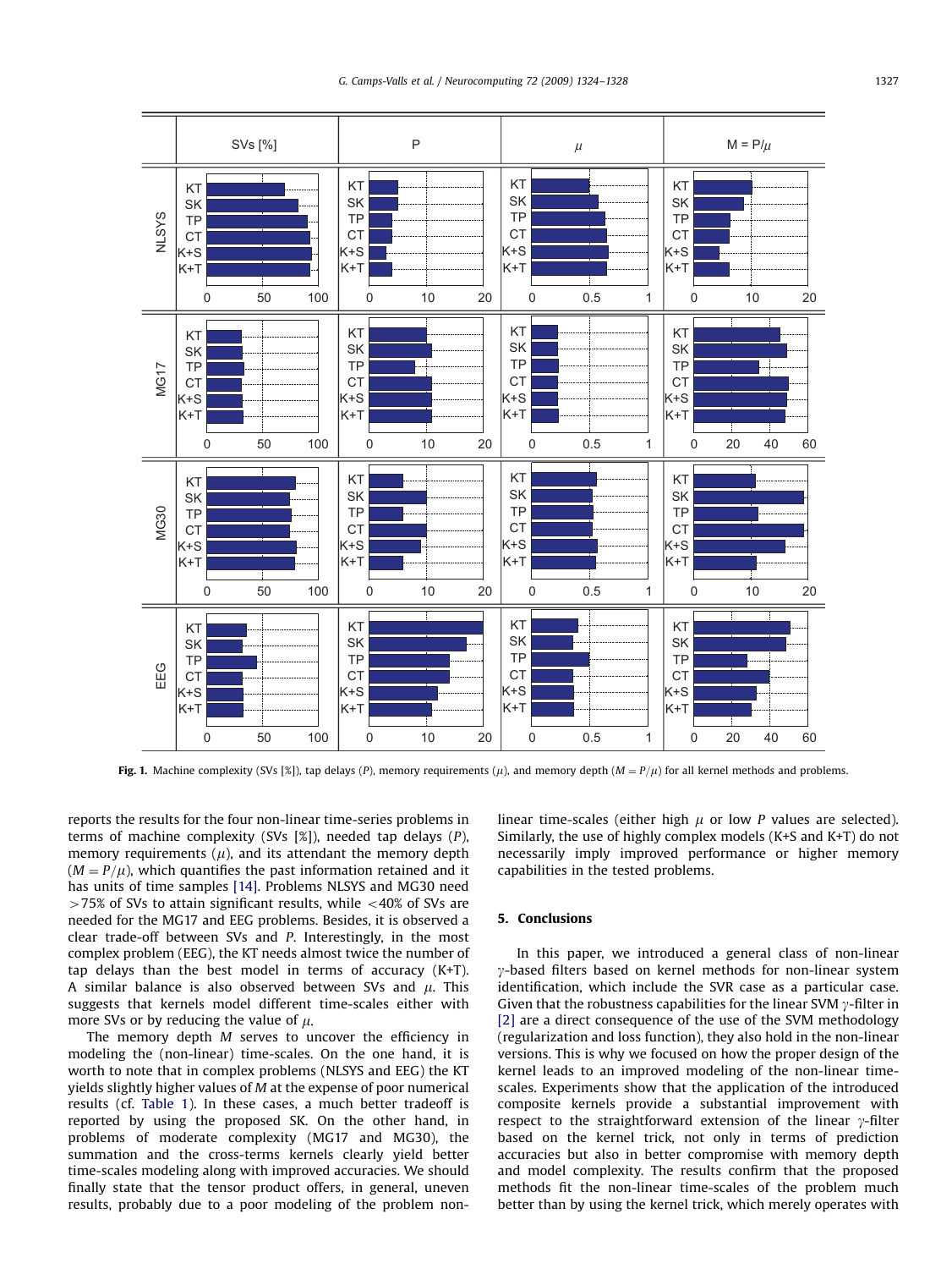Fig. 1. Machine complexity (SVs [%]), tap delays ($P$), memory requirements ($\mu$), and memory depth ($M = P/\mu$) for all kernel methods and problems.

reports the results for the four non-linear time-series problems in terms of machine complexity (SVs [%]), needed tap delays ($P$), memory requirements ($\mu$), and its attendant the memory depth ($M = P/\mu$), which quantifies the past information retained and it has units of time samples [14]. Problems NLSYS and MG30 need >75% of SVs to attain significant results, while <40% of SVs are needed for the MG17 and EEG problems. Besides, it is observed a clear trade-off between SVs and $P$. Interestingly, in the most complex problem (EEG), the KT needs almost twice the number of tap delays than the best model in terms of accuracy (K+T). A similar balance is also observed between SVs and $\mu$. This suggests that kernels model different time-scales either with more SVs or by reducing the value of $\mu$.

The memory depth $M$ serves to uncover the efficiency in modeling the (non-linear) time-scales. On the one hand, it is worth to note that in complex problems (NLSYS and EEG) the KT yields slightly higher values of $M$ at the expense of poor numerical results (cf. Table 1). In these cases, a much better tradeoff is reported by using the proposed SK. On the other hand, in problems of moderate complexity (MG17 and MG30), the summation and the cross-terms kernels clearly yield better time-scales modeling along with improved accuracies. We should finally state that the tensor product offers, in general, uneven results, probably due to a poor modeling of the problem non-linear time-scales (either high $\mu$ or low $P$ values are selected). Similarly, the use of highly complex models (K+S and K+T) do not necessarily imply improved performance or higher memory capabilities in the tested problems.

## 5. Conclusions

In this paper, we introduced a general class of non-linear $\gamma$-based filters based on kernel methods for non-linear system identification, which include the SVR case as a particular case. Given that the robustness capabilities for the linear SVM $\gamma$-filter in [2] are a direct consequence of the SVM methodology (regularization and loss function), they also hold in the non-linear versions. This is why we focused on how the proper design of the kernel leads to an improved modeling of the non-linear time-scales. Experiments show that the application of the introduced composite kernels provide a substantial improvement with respect to the straightforward extension of the linear $\gamma$-filter based on the kernel trick, not only in terms of prediction accuracies but also in better compromise with memory depth and model complexity. The results confirm that the proposed methods fit the non-linear time-scales of the problem much better than by using the kernel trick, which merely operates with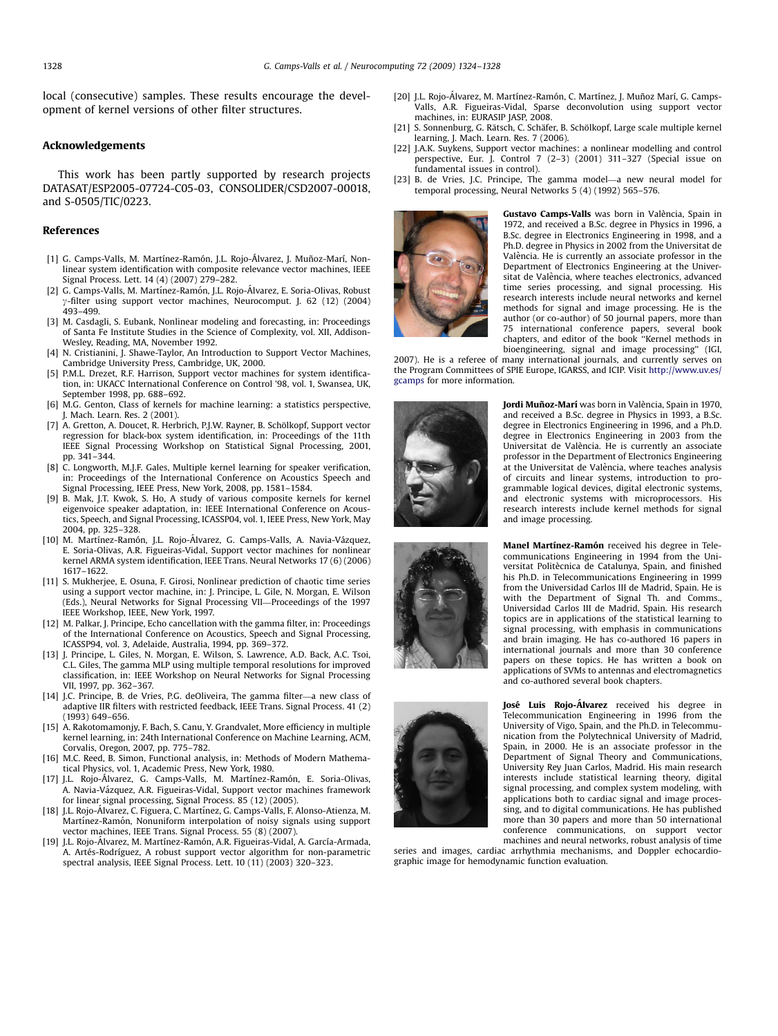local (consecutive) samples. These results encourage the development of kernel versions of other filter structures.

## Acknowledgements

This work has been partly supported by research projects DATASAT/ESP2005-07724-C05-03, CONSOLIDER/CSD2007-00018, and S-0505/TIC/0223.

## References

[1] G. Camps-Valls, M. Martínez-Ramón, J.L. Rojo-Álvarez, J. Muñoz-Marí, Nonlinear system identification with composite relevance vector machines, IEEE Signal Process. Lett. 14 (4) (2007) 279–282.

[2] G. Camps-Valls, M. Martínez-Ramón, J.L. Rojo-Álvarez, E. Soria-Olivas, Robust $\gamma$-filter using support vector machines, Neurocomput. J. 62 (12) (2004) 493–499.

[3] M. Casdagli, S. Eubank, Nonlinear modeling and forecasting, in: Proceedings of Santa Fe Institute Studies in the Science of Complexity, vol. XII, Addison-Wesley, Reading, MA, November 1992.

[4] N. Cristianini, J. Shawe-Taylor, An Introduction to Support Vector Machines, Cambridge University Press, Cambridge, UK, 2000.

[5] P.M.L. Drezet, R.F. Harrison, Support vector machines for system identification, in: UKACC International Conference on Control '98, vol. 1, Swansea, UK, September 1998, pp. 688–692.

[6] M.G. Genton, Class of kernels for machine learning: a statistics perspective, J. Mach. Learn. Res. 2 (2001).

[7] A. Gretton, A. Doucet, R. Herbrich, P.J.W. Rayner, B. Schölkopf, Support vector regression for black-box system identification, in: Proceedings of the 11th IEEE Signal Processing Workshop on Statistical Signal Processing, 2001, pp. 341–344.

[8] C. Longworth, M.J.F. Gales, Multiple kernel learning for speaker verification, in: Proceedings of the International Conference on Acoustics Speech and Signal Processing, IEEE Press, New York, 2008, pp. 1581–1584.

[9] B. Mak, J.T. Kwok, S. Ho, A study of various composite kernels for kernel eigenvoice speaker adaptation, in: IEEE International Conference on Acoustics, Speech, and Signal Processing, ICASSP04, vol. 1, IEEE Press, New York, May 2004, pp. 325–328.

[10] M. Martínez-Ramón, J.L. Rojo-Álvarez, G. Camps-Valls, A. Navia-Vázquez, E. Soria-Olivas, A.R. Figueiras-Vidal, Support vector machines for nonlinear kernel ARMA system identification, IEEE Trans. Neural Networks 17 (6) (2006) 1617–1622.

[11] S. Mukherjee, E. Osuna, F. Girosi, Nonlinear prediction of chaotic time series using a support vector machine, in: J. Principe, L. Gile, N. Morgan, E. Wilson (Eds.), Neural Networks for Signal Processing VII—Proceedings of the 1997 IEEE Workshop, IEEE, New York, 1997.

[12] M. Palkar, J. Principe, Echo cancellation with the gamma filter, in: Proceedings of the International Conference on Acoustics, Speech and Signal Processing, ICASSP94, vol. 3, Adelaide, Australia, 1994, pp. 369–372.

[13] J. Principe, L. Giles, N. Morgan, E. Wilson, S. Lawrence, A.D. Back, A.C. Tsoi, C.L. Giles, The gamma MLP using multiple temporal resolutions for improved classification, in: IEEE Workshop on Neural Networks for Signal Processing VII, 1997, pp. 362–367.

[14] J.C. Principe, B. de Vries, P.G. deOliveira, The gamma filter—a new class of adaptive IIR filters with restricted feedback, IEEE Trans. Signal Process. 41 (2) (1993) 649–656.

[15] A. Rakotomamonjy, F. Bach, S. Canu, Y. Grandvalet, More efficiency in multiple kernel learning, in: 24th International Conference on Machine Learning, ACM, Corvalis, Oregon, 2007, pp. 775–782.

[16] M.C. Reed, B. Simon, Functional analysis, in: Methods of Modern Mathematical Physics, vol. 1, Academic Press, New York, 1980.

[17] J.L. Rojo-Álvarez, G. Camps-Valls, M. Martínez-Ramón, E. Soria-Olivas, A. Navia-Vázquez, A.R. Figueiras-Vidal, Support vector machines framework for linear signal processing, Signal Process. 85 (12) (2005).

[18] J.L. Rojo-Álvarez, C. Figuera, C. Martínez, G. Camps-Valls, F. Alonso-Atienza, M. Martínez-Ramón, Nonuniform interpolation of noisy signals using support vector machines, IEEE Trans. Signal Process. 55 (8) (2007).

[19] J.L. Rojo-Álvarez, M. Martínez-Ramón, A.R. Figueiras-Vidal, A. García-Armada, A. Artés-Rodríguez, A robust support vector algorithm for non-parametric spectral analysis, IEEE Signal Process. Lett. 10 (11) (2003) 320–323.

[20] J.L. Rojo-Álvarez, M. Martínez-Ramón, C. Martínez, J. Muñoz Marí, G. Camps-Valls, A.R. Figueiras-Vidal, Sparse deconvolution using support vector machines, in: EURASIP JASP, 2008.

[21] S. Sonnenburg, G. Rätsch, C. Schäfer, B. Schölkopf, Large scale multiple kernel learning, J. Mach. Learn. Res. 7 (2006).

[22] J.A.K. Suykens, Support vector machines: a nonlinear modelling and control perspective, Eur. J. Control 7 (2–3) (2001) 311–327 (Special issue on fundamental issues in control).

[23] B. de Vries, J.C. Principe, The gamma model—a new neural model for temporal processing, Neural Networks 5 (4) (1992) 565–576.

**Gustavo Camps-Valls** was born in València, Spain in 1972, and received a B.Sc. degree in Physics in 1996, a B.Sc. degree in Electronics Engineering in 1998, and a Ph.D. degree in Physics in 2002 from the Universitat de València. He is currently an associate professor in the Department of Electronics Engineering at the Universitat de València, where teaches electronics, advanced time series processing, and signal processing. His research interests include neural networks and kernel methods for signal and image processing. He is the author (or co-author) of 50 journal papers, more than 75 international conference papers, several book chapters, and editor of the book "Kernel methods in bioengineering, signal and image processing" (IGI, 2007). He is a referee of many international journals, and currently serves on the Program Committees of SPIE Europe, IGARSS, and ICIP. Visit http://www.uv.es/gcamps for more information.

**Jordi Muñoz-Marí** was born in València, Spain in 1970, and received a B.Sc. degree in Physics in 1993, a B.Sc. degree in Electronics Engineering in 1996, and a Ph.D. degree in Electronics Engineering in 2003 from the Universitat de València. He is currently an associate professor in the Department of Electronics Engineering at the Universitat de València, where teaches analysis of circuits and linear systems, introduction to programmable logical devices, digital electronic systems, and electronic systems with microprocessors. His research interests include kernel methods for signal and image processing.

**Manel Martínez-Ramón** received his degree in Telecommunications Engineering in 1994 from the Universitat Politècnica de Catalunya, Spain, and finished his Ph.D. in Telecommunications Engineering in 1999 from the Universidad Carlos III de Madrid, Spain. He is with the Department of Signal Th. and Comms., Universidad Carlos III de Madrid, Spain. His research topics are in applications of the statistical learning to signal processing, with emphasis in communications and brain imaging. He has co-authored 16 papers in international journals and more than 30 conference papers on these topics. He has written a book on applications of SVMs to antennas and electromagnetics and co-authored several book chapters.

**José Luis Rojo-Álvarez** received his degree in Telecommunication Engineering in 1996 from the University of Vigo, Spain, and the Ph.D. in Telecommunication from the Polytechnical University of Madrid, Spain, in 2000. He is an associate professor in the Department of Signal Theory and Communications, University Rey Juan Carlos, Madrid. His main research interests include statistical learning theory, digital signal processing, and complex system modeling, with applications both to cardiac signal and image processing, and to digital communications. He has published more than 30 papers and more than 50 international conference communications, on support vector machines and neural networks, robust analysis of time series and images, cardiac arrhythmia mechanisms, and Doppler echocardiographic image for hemodynamic function evaluation.